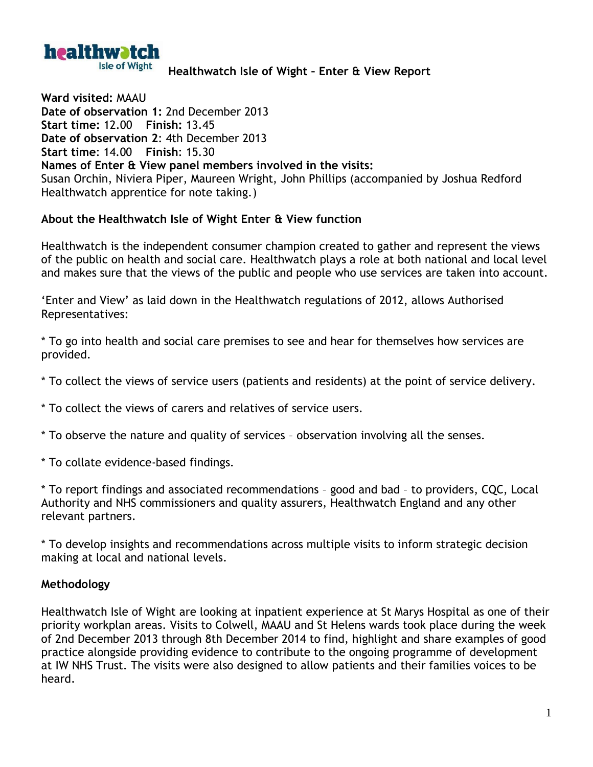# Healthwatch Isle of Wight – Enter & View Report

**Ward visited:** MAAU
**Date of observation 1:** 2nd December 2013
**Start time:** 12.00 **Finish:** 13.45
**Date of observation 2**: 4th December 2013
**Start time**: 14.00 **Finish**: 15.30
**Names of Enter & View panel members involved in the visits:**
Susan Orchin, Niviera Piper, Maureen Wright, John Phillips (accompanied by Joshua Redford Healthwatch apprentice for note taking.)

## About the Healthwatch Isle of Wight Enter & View function

Healthwatch is the independent consumer champion created to gather and represent the views of the public on health and social care. Healthwatch plays a role at both national and local level and makes sure that the views of the public and people who use services are taken into account.

'Enter and View' as laid down in the Healthwatch regulations of 2012, allows Authorised Representatives:

* To go into health and social care premises to see and hear for themselves how services are provided.

* To collect the views of service users (patients and residents) at the point of service delivery.

* To collect the views of carers and relatives of service users.

* To observe the nature and quality of services – observation involving all the senses.

* To collate evidence-based findings.

* To report findings and associated recommendations – good and bad – to providers, CQC, Local Authority and NHS commissioners and quality assurers, Healthwatch England and any other relevant partners.

* To develop insights and recommendations across multiple visits to inform strategic decision making at local and national levels.

## Methodology

Healthwatch Isle of Wight are looking at inpatient experience at St Marys Hospital as one of their priority workplan areas. Visits to Colwell, MAAU and St Helens wards took place during the week of 2nd December 2013 through 8th December 2014 to find, highlight and share examples of good practice alongside providing evidence to contribute to the ongoing programme of development at IW NHS Trust. The visits were also designed to allow patients and their families voices to be heard.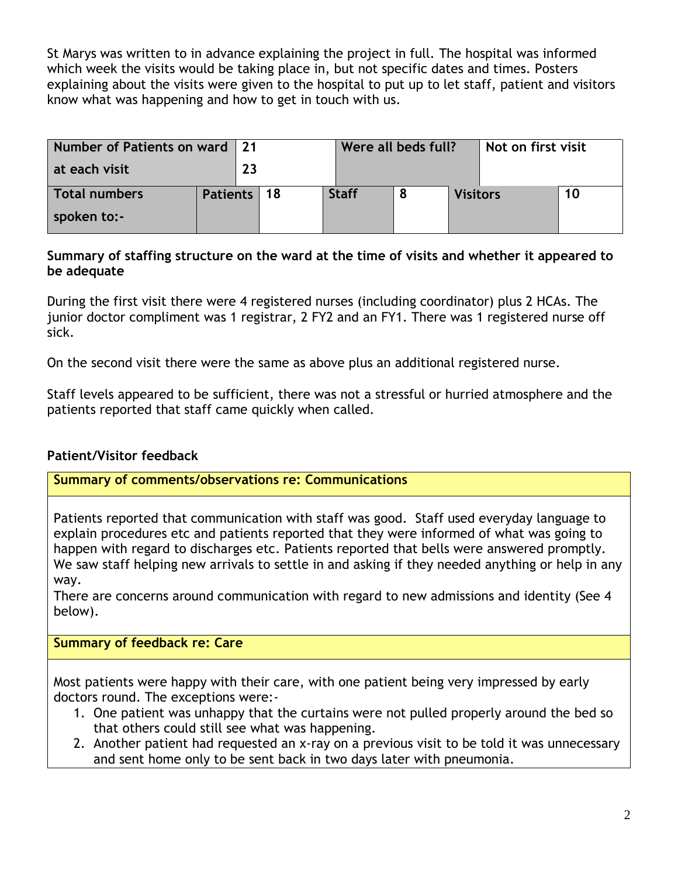St Marys was written to in advance explaining the project in full. The hospital was informed which week the visits would be taking place in, but not specific dates and times. Posters explaining about the visits were given to the hospital to put up to let staff, patient and visitors know what was happening and how to get in touch with us.

| Number of Patients on ward at each visit | | 21<br>23 | | Were all beds full? | | Not on first visit | |
|---|---|---|---|---|---|---|---|
| Total numbers spoken to:- | Patients | | 18 | Staff | 8 | Visitors | 10 |

**Summary of staffing structure on the ward at the time of visits and whether it appeared to be adequate**

During the first visit there were 4 registered nurses (including coordinator) plus 2 HCAs. The junior doctor compliment was 1 registrar, 2 FY2 and an FY1. There was 1 registered nurse off sick.

On the second visit there were the same as above plus an additional registered nurse.

Staff levels appeared to be sufficient, there was not a stressful or hurried atmosphere and the patients reported that staff came quickly when called.

**Patient/Visitor feedback**

| Summary of comments/observations re: Communications |
|---|
| Patients reported that communication with staff was good. Staff used everyday language to explain procedures etc and patients reported that they were informed of what was going to happen with regard to discharges etc. Patients reported that bells were answered promptly. We saw staff helping new arrivals to settle in and asking if they needed anything or help in any way.<br>There are concerns around communication with regard to new admissions and identity (See 4 below). |

| Summary of feedback re: Care |
|---|
| Most patients were happy with their care, with one patient being very impressed by early doctors round. The exceptions were:-<br>1. One patient was unhappy that the curtains were not pulled properly around the bed so that others could still see what was happening.<br>2. Another patient had requested an x-ray on a previous visit to be told it was unnecessary and sent home only to be sent back in two days later with pneumonia. |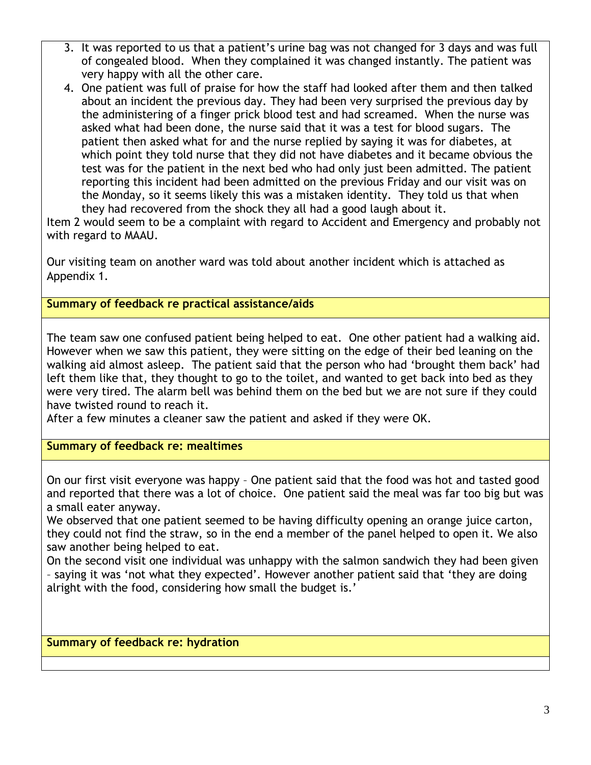3. It was reported to us that a patient's urine bag was not changed for 3 days and was full of congealed blood. When they complained it was changed instantly. The patient was very happy with all the other care.
4. One patient was full of praise for how the staff had looked after them and then talked about an incident the previous day. They had been very surprised the previous day by the administering of a finger prick blood test and had screamed. When the nurse was asked what had been done, the nurse said that it was a test for blood sugars. The patient then asked what for and the nurse replied by saying it was for diabetes, at which point they told nurse that they did not have diabetes and it became obvious the test was for the patient in the next bed who had only just been admitted. The patient reporting this incident had been admitted on the previous Friday and our visit was on the Monday, so it seems likely this was a mistaken identity. They told us that when they had recovered from the shock they all had a good laugh about it.

Item 2 would seem to be a complaint with regard to Accident and Emergency and probably not with regard to MAAU.

Our visiting team on another ward was told about another incident which is attached as Appendix 1.

**Summary of feedback re practical assistance/aids**

The team saw one confused patient being helped to eat. One other patient had a walking aid. However when we saw this patient, they were sitting on the edge of their bed leaning on the walking aid almost asleep. The patient said that the person who had 'brought them back' had left them like that, they thought to go to the toilet, and wanted to get back into bed as they were very tired. The alarm bell was behind them on the bed but we are not sure if they could have twisted round to reach it.
After a few minutes a cleaner saw the patient and asked if they were OK.

**Summary of feedback re: mealtimes**

On our first visit everyone was happy – One patient said that the food was hot and tasted good and reported that there was a lot of choice. One patient said the meal was far too big but was a small eater anyway.
We observed that one patient seemed to be having difficulty opening an orange juice carton, they could not find the straw, so in the end a member of the panel helped to open it. We also saw another being helped to eat.
On the second visit one individual was unhappy with the salmon sandwich they had been given – saying it was 'not what they expected'. However another patient said that 'they are doing alright with the food, considering how small the budget is.'

**Summary of feedback re: hydration**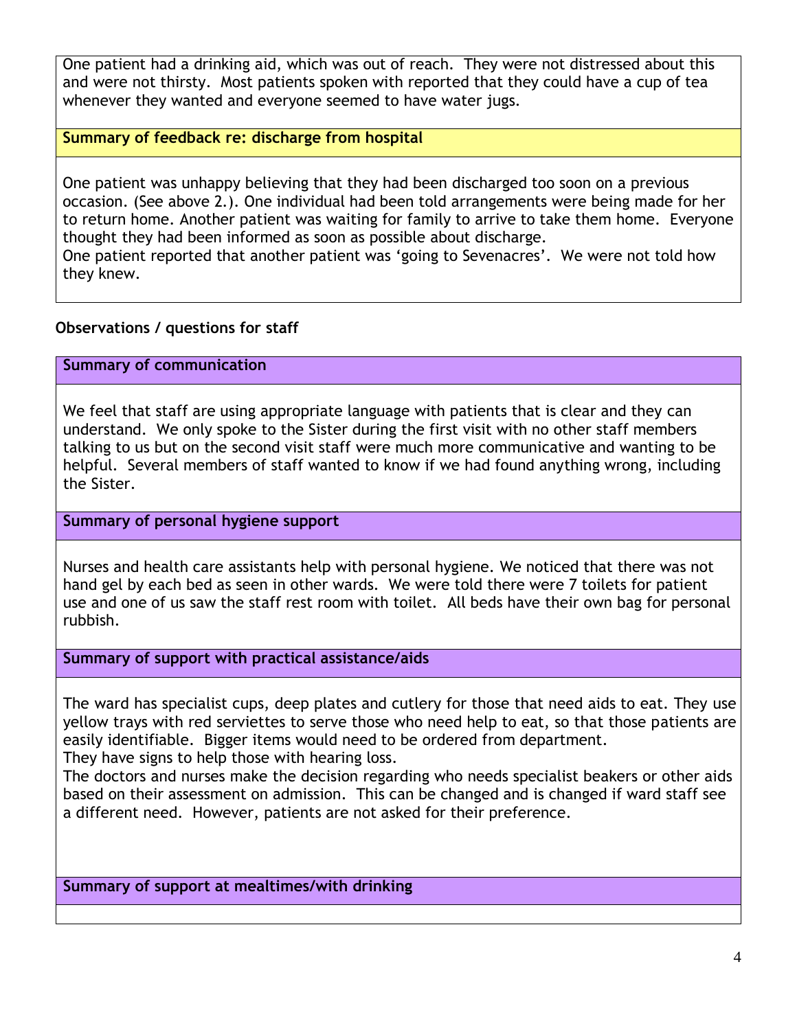One patient had a drinking aid, which was out of reach. They were not distressed about this and were not thirsty. Most patients spoken with reported that they could have a cup of tea whenever they wanted and everyone seemed to have water jugs.

**Summary of feedback re: discharge from hospital**

One patient was unhappy believing that they had been discharged too soon on a previous occasion. (See above 2.). One individual had been told arrangements were being made for her to return home. Another patient was waiting for family to arrive to take them home. Everyone thought they had been informed as soon as possible about discharge.
One patient reported that another patient was 'going to Sevenacres'. We were not told how they knew.

**Observations / questions for staff**

**Summary of communication**

We feel that staff are using appropriate language with patients that is clear and they can understand. We only spoke to the Sister during the first visit with no other staff members talking to us but on the second visit staff were much more communicative and wanting to be helpful. Several members of staff wanted to know if we had found anything wrong, including the Sister.

**Summary of personal hygiene support**

Nurses and health care assistants help with personal hygiene. We noticed that there was not hand gel by each bed as seen in other wards. We were told there were 7 toilets for patient use and one of us saw the staff rest room with toilet. All beds have their own bag for personal rubbish.

**Summary of support with practical assistance/aids**

The ward has specialist cups, deep plates and cutlery for those that need aids to eat. They use yellow trays with red serviettes to serve those who need help to eat, so that those patients are easily identifiable. Bigger items would need to be ordered from department.
They have signs to help those with hearing loss.
The doctors and nurses make the decision regarding who needs specialist beakers or other aids based on their assessment on admission. This can be changed and is changed if ward staff see a different need. However, patients are not asked for their preference.

**Summary of support at mealtimes/with drinking**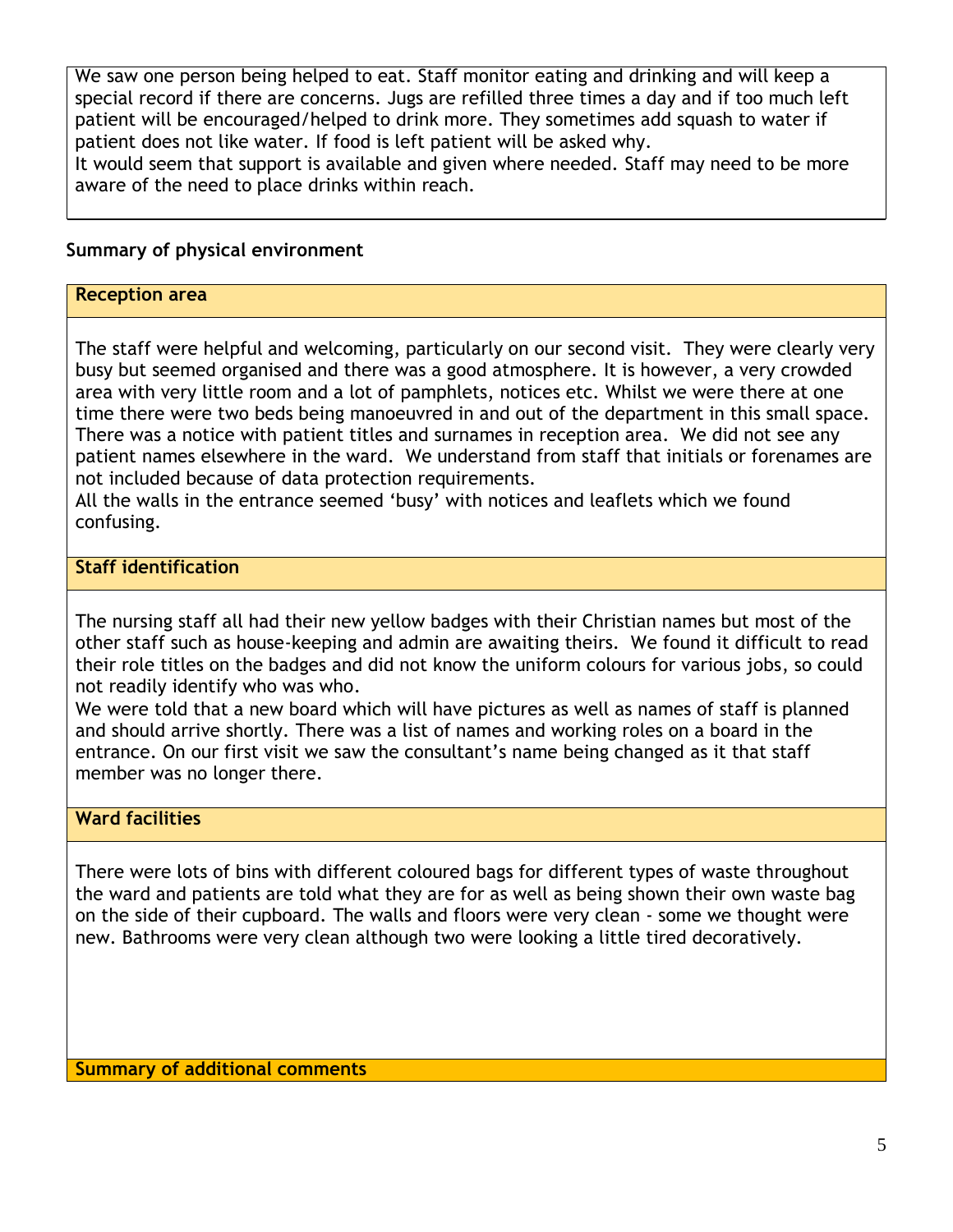We saw one person being helped to eat. Staff monitor eating and drinking and will keep a special record if there are concerns. Jugs are refilled three times a day and if too much left patient will be encouraged/helped to drink more. They sometimes add squash to water if patient does not like water. If food is left patient will be asked why.
It would seem that support is available and given where needed. Staff may need to be more aware of the need to place drinks within reach.

**Summary of physical environment**

**Reception area**

The staff were helpful and welcoming, particularly on our second visit. They were clearly very busy but seemed organised and there was a good atmosphere. It is however, a very crowded area with very little room and a lot of pamphlets, notices etc. Whilst we were there at one time there were two beds being manoeuvred in and out of the department in this small space. There was a notice with patient titles and surnames in reception area. We did not see any patient names elsewhere in the ward. We understand from staff that initials or forenames are not included because of data protection requirements.
All the walls in the entrance seemed 'busy' with notices and leaflets which we found confusing.

**Staff identification**

The nursing staff all had their new yellow badges with their Christian names but most of the other staff such as house-keeping and admin are awaiting theirs. We found it difficult to read their role titles on the badges and did not know the uniform colours for various jobs, so could not readily identify who was who.
We were told that a new board which will have pictures as well as names of staff is planned and should arrive shortly. There was a list of names and working roles on a board in the entrance. On our first visit we saw the consultant's name being changed as it that staff member was no longer there.

**Ward facilities**

There were lots of bins with different coloured bags for different types of waste throughout the ward and patients are told what they are for as well as being shown their own waste bag on the side of their cupboard. The walls and floors were very clean - some we thought were new. Bathrooms were very clean although two were looking a little tired decoratively.

**Summary of additional comments**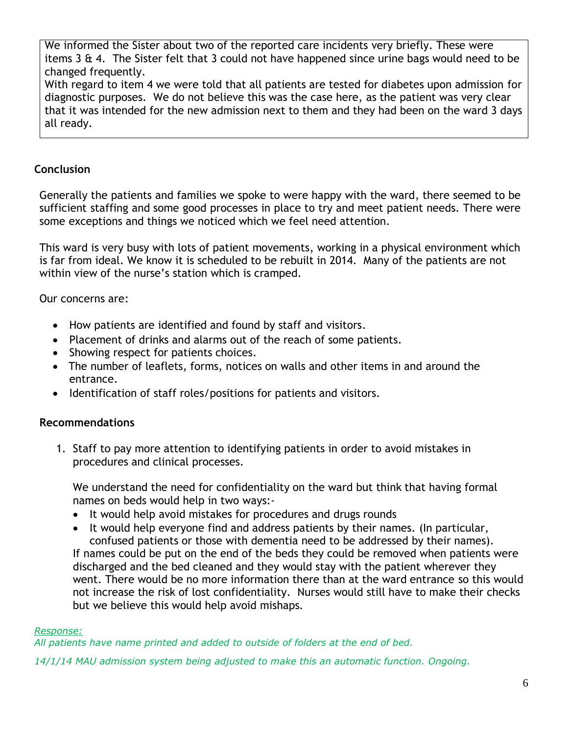We informed the Sister about two of the reported care incidents very briefly. These were items 3 & 4. The Sister felt that 3 could not have happened since urine bags would need to be changed frequently.
With regard to item 4 we were told that all patients are tested for diabetes upon admission for diagnostic purposes. We do not believe this was the case here, as the patient was very clear that it was intended for the new admission next to them and they had been on the ward 3 days all ready.

## Conclusion

Generally the patients and families we spoke to were happy with the ward, there seemed to be sufficient staffing and some good processes in place to try and meet patient needs. There were some exceptions and things we noticed which we feel need attention.

This ward is very busy with lots of patient movements, working in a physical environment which is far from ideal. We know it is scheduled to be rebuilt in 2014. Many of the patients are not within view of the nurse's station which is cramped.

Our concerns are:

- How patients are identified and found by staff and visitors.
- Placement of drinks and alarms out of the reach of some patients.
- Showing respect for patients choices.
- The number of leaflets, forms, notices on walls and other items in and around the entrance.
- Identification of staff roles/positions for patients and visitors.

## Recommendations

1. Staff to pay more attention to identifying patients in order to avoid mistakes in procedures and clinical processes.

   We understand the need for confidentiality on the ward but think that having formal names on beds would help in two ways:-

   - It would help avoid mistakes for procedures and drugs rounds
   - It would help everyone find and address patients by their names. (In particular, confused patients or those with dementia need to be addressed by their names).

   If names could be put on the end of the beds they could be removed when patients were discharged and the bed cleaned and they would stay with the patient wherever they went. There would be no more information there than at the ward entrance so this would not increase the risk of lost confidentiality. Nurses would still have to make their checks but we believe this would help avoid mishaps.

*Response:*
*All patients have name printed and added to outside of folders at the end of bed.*

*14/1/14 MAU admission system being adjusted to make this an automatic function. Ongoing.*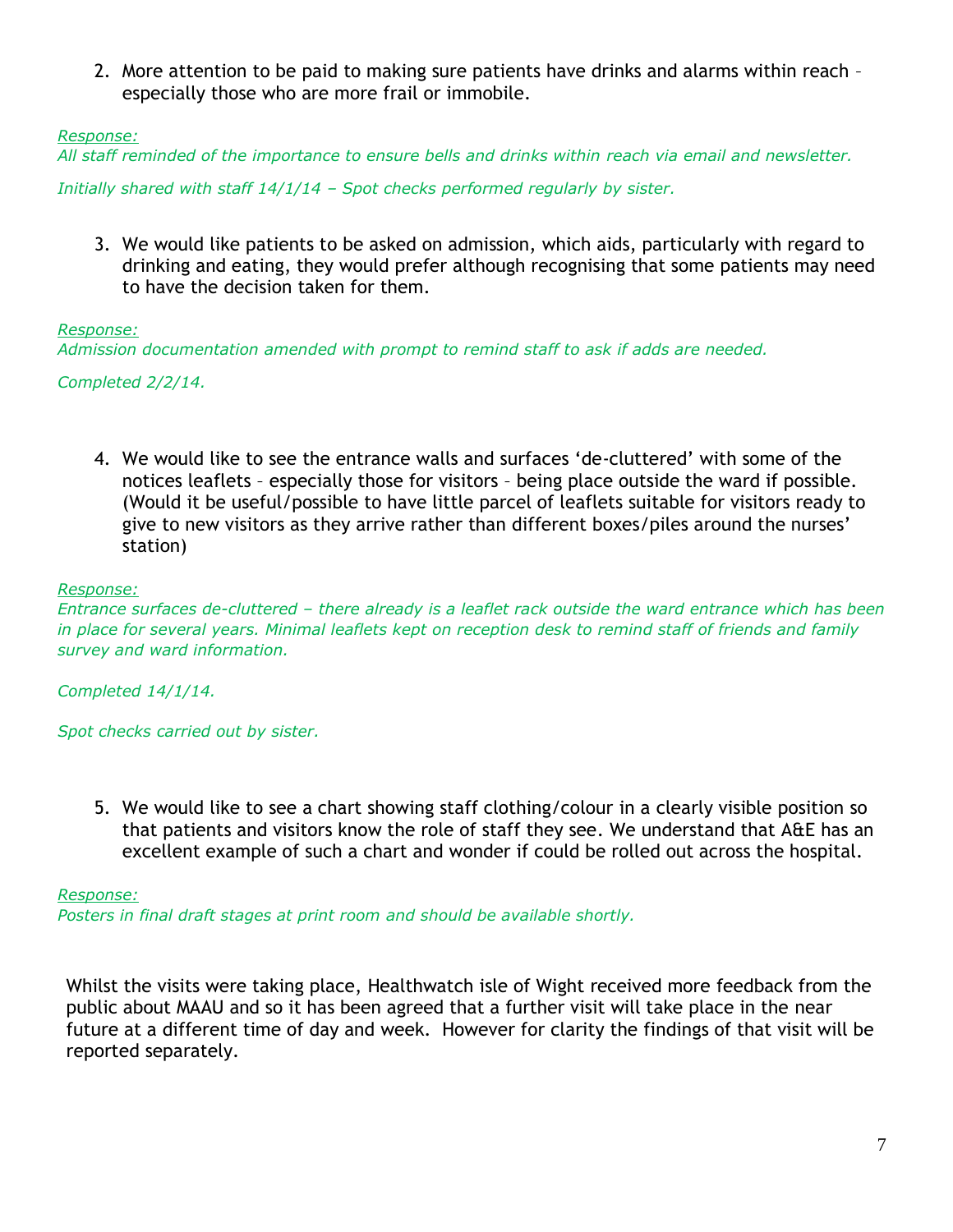2. More attention to be paid to making sure patients have drinks and alarms within reach – especially those who are more frail or immobile.

*Response:*
*All staff reminded of the importance to ensure bells and drinks within reach via email and newsletter.*

*Initially shared with staff 14/1/14 – Spot checks performed regularly by sister.*

3. We would like patients to be asked on admission, which aids, particularly with regard to drinking and eating, they would prefer although recognising that some patients may need to have the decision taken for them.

*Response:*
*Admission documentation amended with prompt to remind staff to ask if adds are needed.*

*Completed 2/2/14.*

4. We would like to see the entrance walls and surfaces 'de-cluttered' with some of the notices leaflets – especially those for visitors – being place outside the ward if possible. (Would it be useful/possible to have little parcel of leaflets suitable for visitors ready to give to new visitors as they arrive rather than different boxes/piles around the nurses' station)

*Response:*
*Entrance surfaces de-cluttered – there already is a leaflet rack outside the ward entrance which has been in place for several years. Minimal leaflets kept on reception desk to remind staff of friends and family survey and ward information.*

*Completed 14/1/14.*

*Spot checks carried out by sister.*

5. We would like to see a chart showing staff clothing/colour in a clearly visible position so that patients and visitors know the role of staff they see. We understand that A&E has an excellent example of such a chart and wonder if could be rolled out across the hospital.

*Response:*
*Posters in final draft stages at print room and should be available shortly.*

Whilst the visits were taking place, Healthwatch isle of Wight received more feedback from the public about MAAU and so it has been agreed that a further visit will take place in the near future at a different time of day and week. However for clarity the findings of that visit will be reported separately.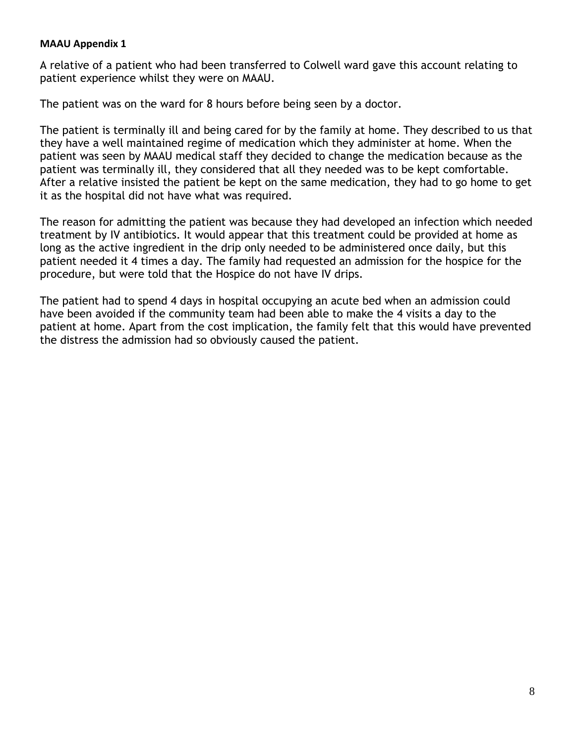**MAAU Appendix 1**

A relative of a patient who had been transferred to Colwell ward gave this account relating to patient experience whilst they were on MAAU.

The patient was on the ward for 8 hours before being seen by a doctor.

The patient is terminally ill and being cared for by the family at home. They described to us that they have a well maintained regime of medication which they administer at home. When the patient was seen by MAAU medical staff they decided to change the medication because as the patient was terminally ill, they considered that all they needed was to be kept comfortable. After a relative insisted the patient be kept on the same medication, they had to go home to get it as the hospital did not have what was required.

The reason for admitting the patient was because they had developed an infection which needed treatment by IV antibiotics. It would appear that this treatment could be provided at home as long as the active ingredient in the drip only needed to be administered once daily, but this patient needed it 4 times a day. The family had requested an admission for the hospice for the procedure, but were told that the Hospice do not have IV drips.

The patient had to spend 4 days in hospital occupying an acute bed when an admission could have been avoided if the community team had been able to make the 4 visits a day to the patient at home. Apart from the cost implication, the family felt that this would have prevented the distress the admission had so obviously caused the patient.